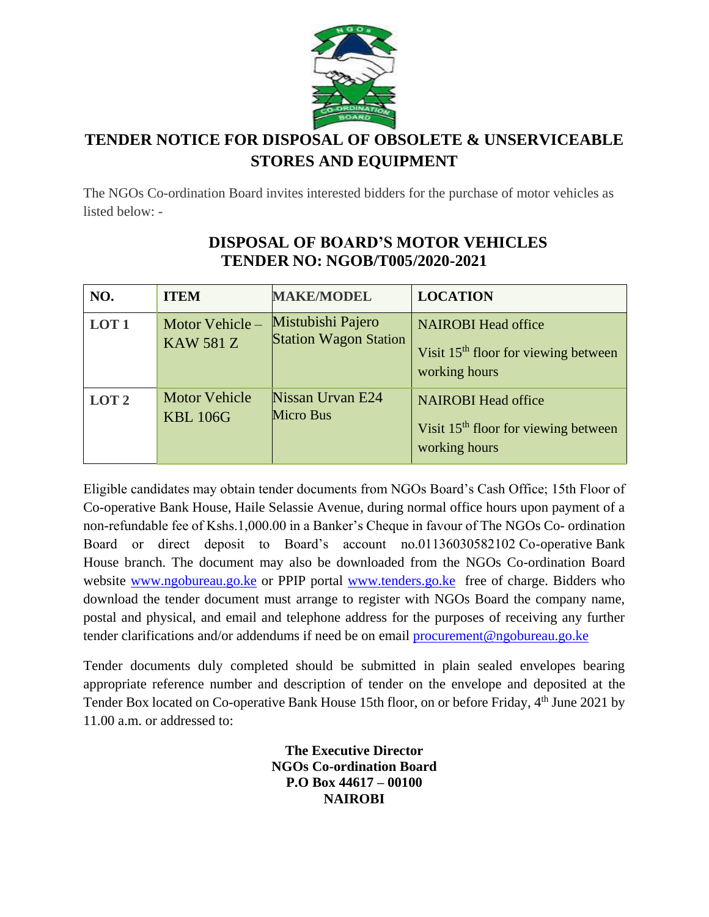# TENDER NOTICE FOR DISPOSAL OF OBSOLETE & UNSERVICEABLE STORES AND EQUIPMENT

The NGOs Co-ordination Board invites interested bidders for the purchase of motor vehicles as listed below: -

## DISPOSAL OF BOARD'S MOTOR VEHICLES
## TENDER NO: NGOB/T005/2020-2021

| NO. | ITEM | MAKE/MODEL | LOCATION |
|---|---|---|---|
| LOT 1 | Motor Vehicle – KAW 581 Z | Mistubishi Pajero Station Wagon Station | NAIROBI Head office<br>Visit 15th floor for viewing between working hours |
| LOT 2 | Motor Vehicle KBL 106G | Nissan Urvan E24 Micro Bus | NAIROBI Head office<br>Visit 15th floor for viewing between working hours |

Eligible candidates may obtain tender documents from NGOs Board's Cash Office; 15th Floor of Co-operative Bank House, Haile Selassie Avenue, during normal office hours upon payment of a non-refundable fee of Kshs.1,000.00 in a Banker's Cheque in favour of The NGOs Co- ordination Board or direct deposit to Board's account no.01136030582102 Co-operative Bank House branch. The document may also be downloaded from the NGOs Co-ordination Board website www.ngobureau.go.ke or PPIP portal www.tenders.go.ke free of charge. Bidders who download the tender document must arrange to register with NGOs Board the company name, postal and physical, and email and telephone address for the purposes of receiving any further tender clarifications and/or addendums if need be on email procurement@ngobureau.go.ke

Tender documents duly completed should be submitted in plain sealed envelopes bearing appropriate reference number and description of tender on the envelope and deposited at the Tender Box located on Co-operative Bank House 15th floor, on or before Friday, 4th June 2021 by 11.00 a.m. or addressed to:

**The Executive Director**
**NGOs Co-ordination Board**
**P.O Box 44617 – 00100**
**NAIROBI**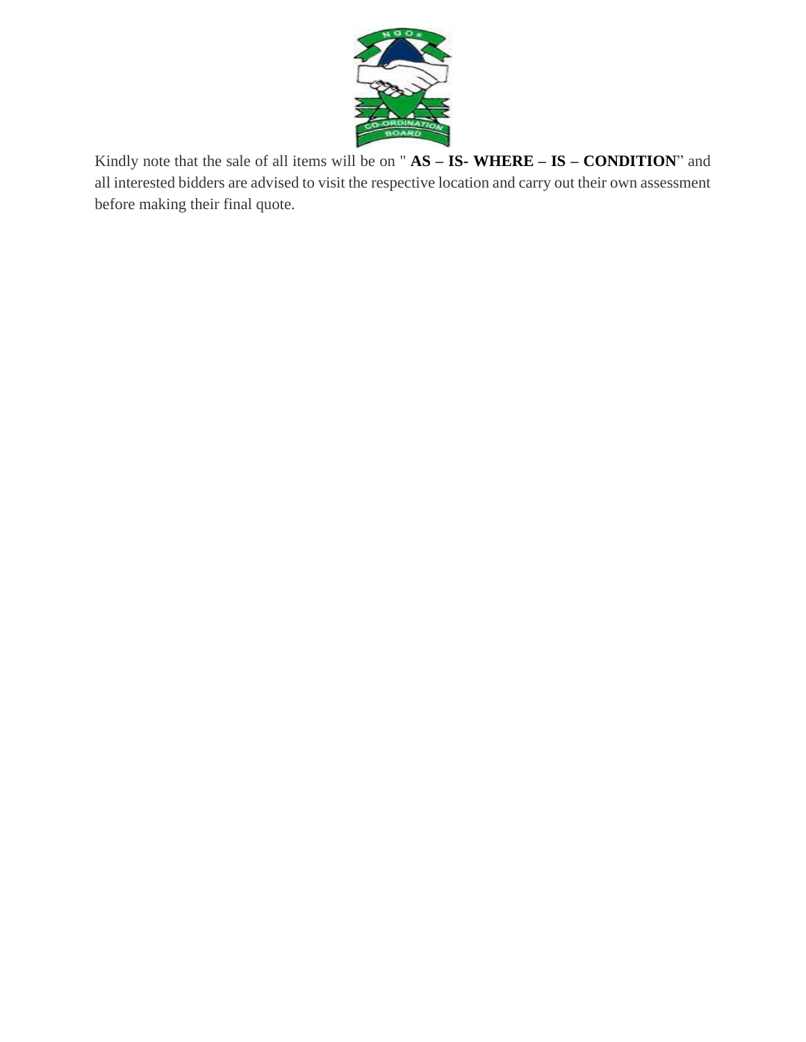Kindly note that the sale of all items will be on " **AS – IS- WHERE – IS – CONDITION**" and all interested bidders are advised to visit the respective location and carry out their own assessment before making their final quote.